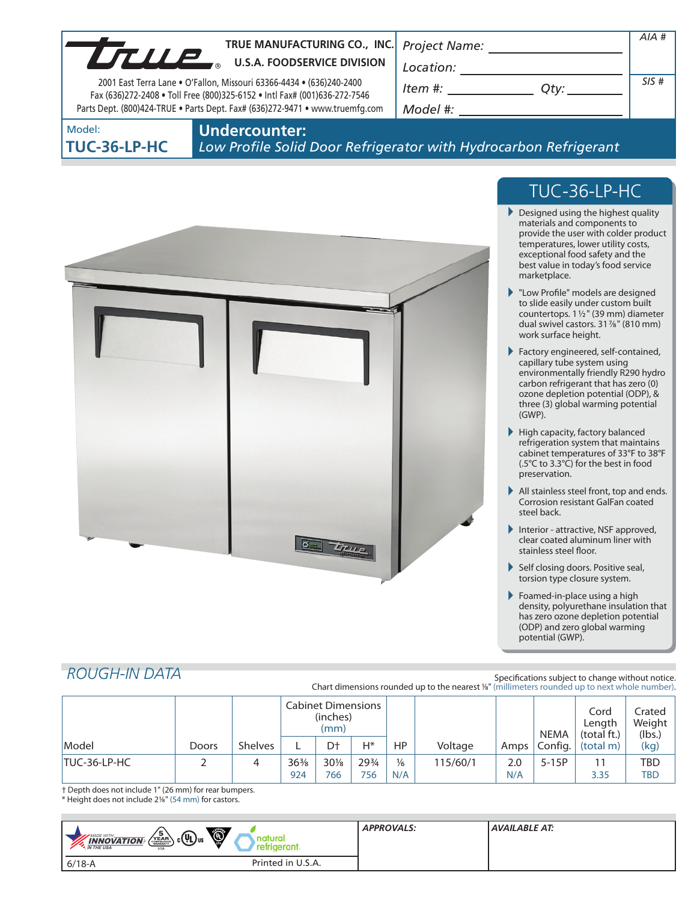TRUE MANUFACTURING CO., INC.
U.S.A. FOODSERVICE DIVISION

2001 East Terra Lane • O'Fallon, Missouri 63366-4434 • (636)240-2400
Fax (636)272-2408 • Toll Free (800)325-6152 • Intl Fax# (001)636-272-7546
Parts Dept. (800)424-TRUE • Parts Dept. Fax# (636)272-9471 • www.truemfg.com

Project Name: ______________________ AIA #

Location: ______________________

Item #: ____________ Qty: ________ SIS #

Model #: ______________________

Model:
**TUC-36-LP-HC**

# Undercounter:

*Low Profile Solid Door Refrigerator with Hydrocarbon Refrigerant*

## TUC-36-LP-HC

- Designed using the highest quality materials and components to provide the user with colder product temperatures, lower utility costs, exceptional food safety and the best value in today's food service marketplace.
- "Low Profile" models are designed to slide easily under custom built countertops. 1½" (39 mm) diameter dual swivel castors. 31⅞" (810 mm) work surface height.
- Factory engineered, self-contained, capillary tube system using environmentally friendly R290 hydro carbon refrigerant that has zero (0) ozone depletion potential (ODP), & three (3) global warming potential (GWP).
- High capacity, factory balanced refrigeration system that maintains cabinet temperatures of 33°F to 38°F (.5°C to 3.3°C) for the best in food preservation.
- All stainless steel front, top and ends. Corrosion resistant GalFan coated steel back.
- Interior - attractive, NSF approved, clear coated aluminum liner with stainless steel floor.
- Self closing doors. Positive seal, torsion type closure system.
- Foamed-in-place using a high density, polyurethane insulation that has zero ozone depletion potential (ODP) and zero global warming potential (GWP).

## ROUGH-IN DATA

Specifications subject to change without notice.
Chart dimensions rounded up to the nearest ⅛" (millimeters rounded up to next whole number).

| Model | Doors | Shelves | Cabinet Dimensions (inches) (mm) | | | HP | Voltage | Amps | NEMA Config. | Cord Length (total ft.) (total m) | Crated Weight (lbs.) (kg) |
|---|---|---|---|---|---|---|---|---|---|---|---|
| | | | L | D† | H* | | | | | | |
| TUC-36-LP-HC | 2 | 4 | 36⅜ 924 | 30⅛ 766 | 29¾ 756 | ⅙ N/A | 115/60/1 | 2.0 N/A | 5-15P | 11 3.35 | TBD TBD |

† Depth does not include 1" (26 mm) for rear bumpers.
* Height does not include 2⅛" (54 mm) for castors.

APPROVALS:

AVAILABLE AT:

6/18-A

Printed in U.S.A.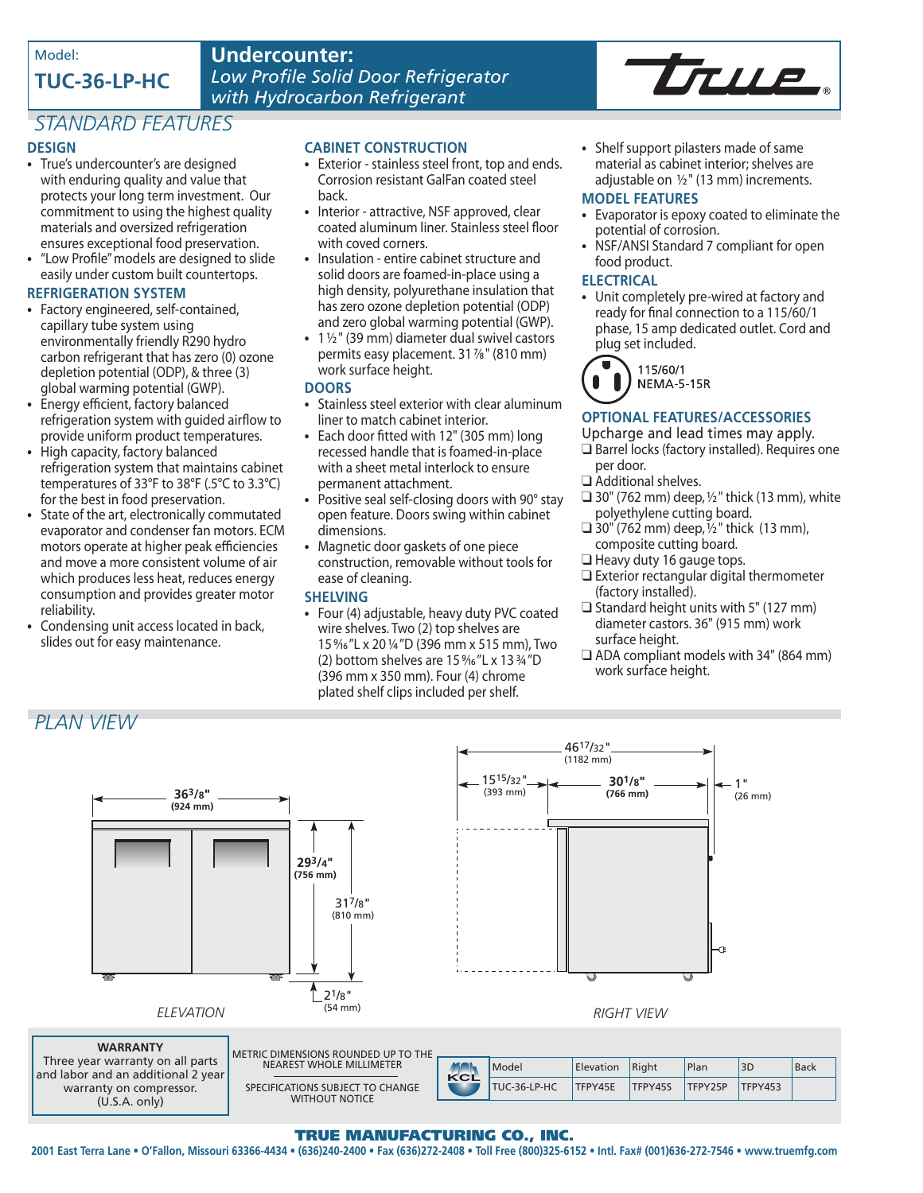Model:

**TUC-36-LP-HC**

# Undercounter:
*Low Profile Solid Door Refrigerator with Hydrocarbon Refrigerant*

## STANDARD FEATURES

### DESIGN

- True's undercounter's are designed with enduring quality and value that protects your long term investment. Our commitment to using the highest quality materials and oversized refrigeration ensures exceptional food preservation.
- "Low Profile" models are designed to slide easily under custom built countertops.

### REFRIGERATION SYSTEM

- Factory engineered, self-contained, capillary tube system using environmentally friendly R290 hydro carbon refrigerant that has zero (0) ozone depletion potential (ODP), & three (3) global warming potential (GWP).
- Energy efficient, factory balanced refrigeration system with guided airflow to provide uniform product temperatures.
- High capacity, factory balanced refrigeration system that maintains cabinet temperatures of 33°F to 38°F (.5°C to 3.3°C) for the best in food preservation.
- State of the art, electronically commutated evaporator and condenser fan motors. ECM motors operate at higher peak efficiencies and move a more consistent volume of air which produces less heat, reduces energy consumption and provides greater motor reliability.
- Condensing unit access located in back, slides out for easy maintenance.

### CABINET CONSTRUCTION

- Exterior - stainless steel front, top and ends. Corrosion resistant GalFan coated steel back.
- Interior - attractive, NSF approved, clear coated aluminum liner. Stainless steel floor with coved corners.
- Insulation - entire cabinet structure and solid doors are foamed-in-place using a high density, polyurethane insulation that has zero ozone depletion potential (ODP) and zero global warming potential (GWP).
- 1½" (39 mm) diameter dual swivel castors permits easy placement. 31⅞" (810 mm) work surface height.

### DOORS

- Stainless steel exterior with clear aluminum liner to match cabinet interior.
- Each door fitted with 12" (305 mm) long recessed handle that is foamed-in-place with a sheet metal interlock to ensure permanent attachment.
- Positive seal self-closing doors with 90° stay open feature. Doors swing within cabinet dimensions.
- Magnetic door gaskets of one piece construction, removable without tools for ease of cleaning.

### SHELVING

- Four (4) adjustable, heavy duty PVC coated wire shelves. Two (2) top shelves are 15⁹⁄₁₆"L x 20¼"D (396 mm x 515 mm), Two (2) bottom shelves are 15⁹⁄₁₆"L x 13¾"D (396 mm x 350 mm). Four (4) chrome plated shelf clips included per shelf.
- Shelf support pilasters made of same material as cabinet interior; shelves are adjustable on ½" (13 mm) increments.

### MODEL FEATURES

- Evaporator is epoxy coated to eliminate the potential of corrosion.
- NSF/ANSI Standard 7 compliant for open food product.

### ELECTRICAL

- Unit completely pre-wired at factory and ready for final connection to a 115/60/1 phase, 15 amp dedicated outlet. Cord and plug set included.

115/60/1
NEMA-5-15R

### OPTIONAL FEATURES/ACCESSORIES

Upcharge and lead times may apply.

- ❑ Barrel locks (factory installed). Requires one per door.
- ❑ Additional shelves.
- ❑ 30" (762 mm) deep, ½" thick (13 mm), white polyethylene cutting board.
- ❑ 30" (762 mm) deep, ½" thick (13 mm), composite cutting board.
- ❑ Heavy duty 16 gauge tops.
- ❑ Exterior rectangular digital thermometer (factory installed).
- ❑ Standard height units with 5" (127 mm) diameter castors. 36" (915 mm) work surface height.
- ❑ ADA compliant models with 34" (864 mm) work surface height.

## PLAN VIEW

36³⁄₈" (924 mm)
29³⁄₄" (756 mm)
31⁷⁄₈" (810 mm)
2¹⁄₈" (54 mm)

ELEVATION

46¹⁷⁄₃₂" (1182 mm)
15¹⁵⁄₃₂" (393 mm)
30¹⁄₈" (766 mm)
1" (26 mm)

RIGHT VIEW

**WARRANTY**
Three year warranty on all parts and labor and an additional 2 year warranty on compressor.
(U.S.A. only)

METRIC DIMENSIONS ROUNDED UP TO THE NEAREST WHOLE MILLIMETER

SPECIFICATIONS SUBJECT TO CHANGE WITHOUT NOTICE

| Model | Elevation | Right | Plan | 3D | Back |
|---|---|---|---|---|---|
| TUC-36-LP-HC | TFPY45E | TFPY45S | TFPY25P | TFPY453 | |

**TRUE MANUFACTURING CO., INC.**

2001 East Terra Lane • O'Fallon, Missouri 63366-4434 • (636)240-2400 • Fax (636)272-2408 • Toll Free (800)325-6152 • Intl. Fax# (001)636-272-7546 • www.truemfg.com